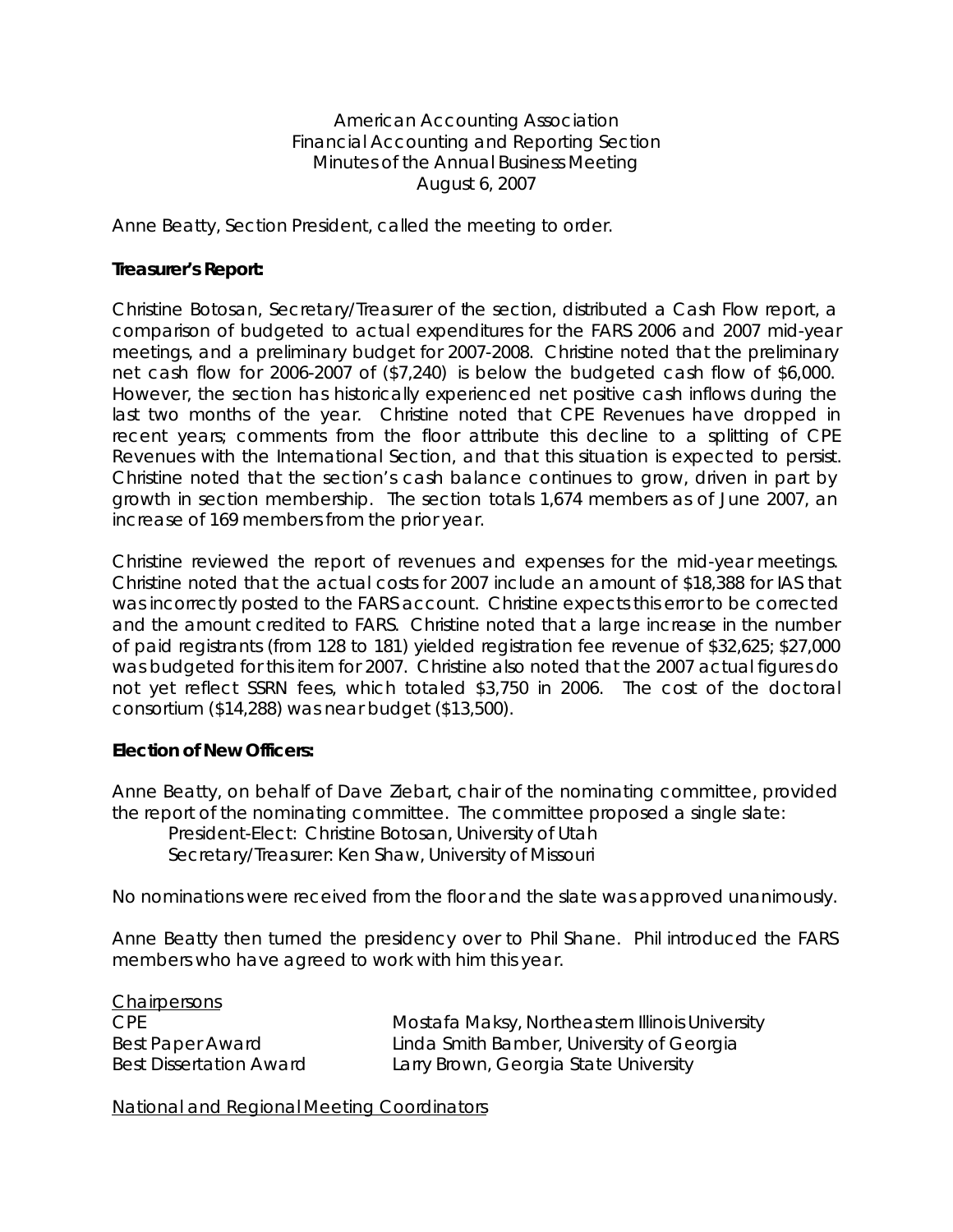American Accounting Association
Financial Accounting and Reporting Section
Minutes of the Annual Business Meeting
August 6, 2007

Anne Beatty, Section President, called the meeting to order.

**Treasurer's Report:**

Christine Botosan, Secretary/Treasurer of the section, distributed a Cash Flow report, a comparison of budgeted to actual expenditures for the FARS 2006 and 2007 mid-year meetings, and a preliminary budget for 2007-2008. Christine noted that the preliminary net cash flow for 2006-2007 of ($7,240) is below the budgeted cash flow of $6,000. However, the section has historically experienced net positive cash inflows during the last two months of the year. Christine noted that CPE Revenues have dropped in recent years; comments from the floor attribute this decline to a splitting of CPE Revenues with the International Section, and that this situation is expected to persist. Christine noted that the section's cash balance continues to grow, driven in part by growth in section membership. The section totals 1,674 members as of June 2007, an increase of 169 members from the prior year.

Christine reviewed the report of revenues and expenses for the mid-year meetings. Christine noted that the actual costs for 2007 include an amount of $18,388 for IAS that was incorrectly posted to the FARS account. Christine expects this error to be corrected and the amount credited to FARS. Christine noted that a large increase in the number of paid registrants (from 128 to 181) yielded registration fee revenue of $32,625; $27,000 was budgeted for this item for 2007. Christine also noted that the 2007 actual figures do not yet reflect SSRN fees, which totaled $3,750 in 2006. The cost of the doctoral consortium ($14,288) was near budget ($13,500).

**Election of New Officers:**

Anne Beatty, on behalf of Dave Ziebart, chair of the nominating committee, provided the report of the nominating committee. The committee proposed a single slate:

President-Elect: Christine Botosan, University of Utah
Secretary/Treasurer: Ken Shaw, University of Missouri

No nominations were received from the floor and the slate was approved unanimously.

Anne Beatty then turned the presidency over to Phil Shane. Phil introduced the FARS members who have agreed to work with him this year.

Chairpersons

| | |
|---|---|
| CPE | Mostafa Maksy, Northeastern Illinois University |
| Best Paper Award | Linda Smith Bamber, University of Georgia |
| Best Dissertation Award | Larry Brown, Georgia State University |

National and Regional Meeting Coordinators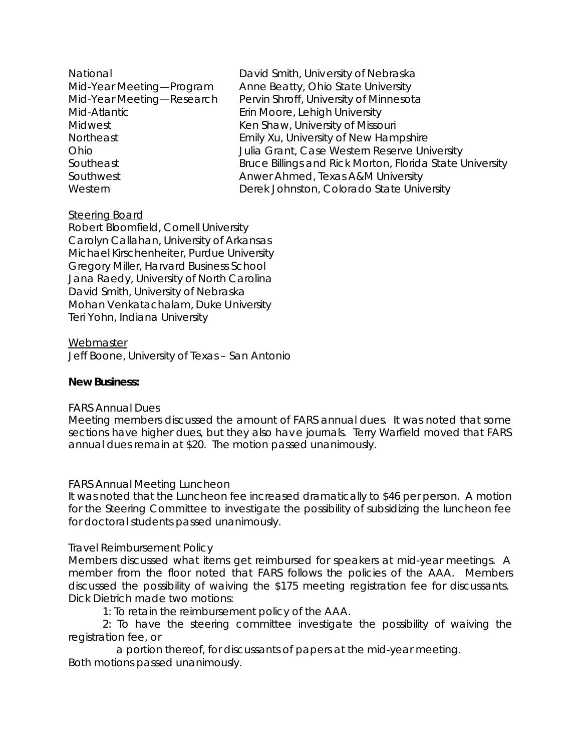| | |
|---|---|
| National | David Smith, University of Nebraska |
| Mid-Year Meeting—Program | Anne Beatty, Ohio State University |
| Mid-Year Meeting—Research | Pervin Shroff, University of Minnesota |
| Mid-Atlantic | Erin Moore, Lehigh University |
| Midwest | Ken Shaw, University of Missouri |
| Northeast | Emily Xu, University of New Hampshire |
| Ohio | Julia Grant, Case Western Reserve University |
| Southeast | Bruce Billings and Rick Morton, Florida State University |
| Southwest | Anwer Ahmed, Texas A&M University |
| Western | Derek Johnston, Colorado State University |

Steering Board
Robert Bloomfield, Cornell University
Carolyn Callahan, University of Arkansas
Michael Kirschenheiter, Purdue University
Gregory Miller, Harvard Business School
Jana Raedy, University of North Carolina
David Smith, University of Nebraska
Mohan Venkatachalam, Duke University
Teri Yohn, Indiana University

Webmaster
Jeff Boone, University of Texas – San Antonio

**New Business:**

FARS Annual Dues
Meeting members discussed the amount of FARS annual dues. It was noted that some sections have higher dues, but they also have journals. Terry Warfield moved that FARS annual dues remain at $20. The motion passed unanimously.

FARS Annual Meeting Luncheon
It was noted that the Luncheon fee increased dramatically to $46 per person. A motion for the Steering Committee to investigate the possibility of subsidizing the luncheon fee for doctoral students passed unanimously.

Travel Reimbursement Policy
Members discussed what items get reimbursed for speakers at mid-year meetings. A member from the floor noted that FARS follows the policies of the AAA. Members discussed the possibility of waiving the $175 meeting registration fee for discussants. Dick Dietrich made two motions:

1: To retain the reimbursement policy of the AAA.

2: To have the steering committee investigate the possibility of waiving the registration fee, or a portion thereof, for discussants of papers at the mid-year meeting.

Both motions passed unanimously.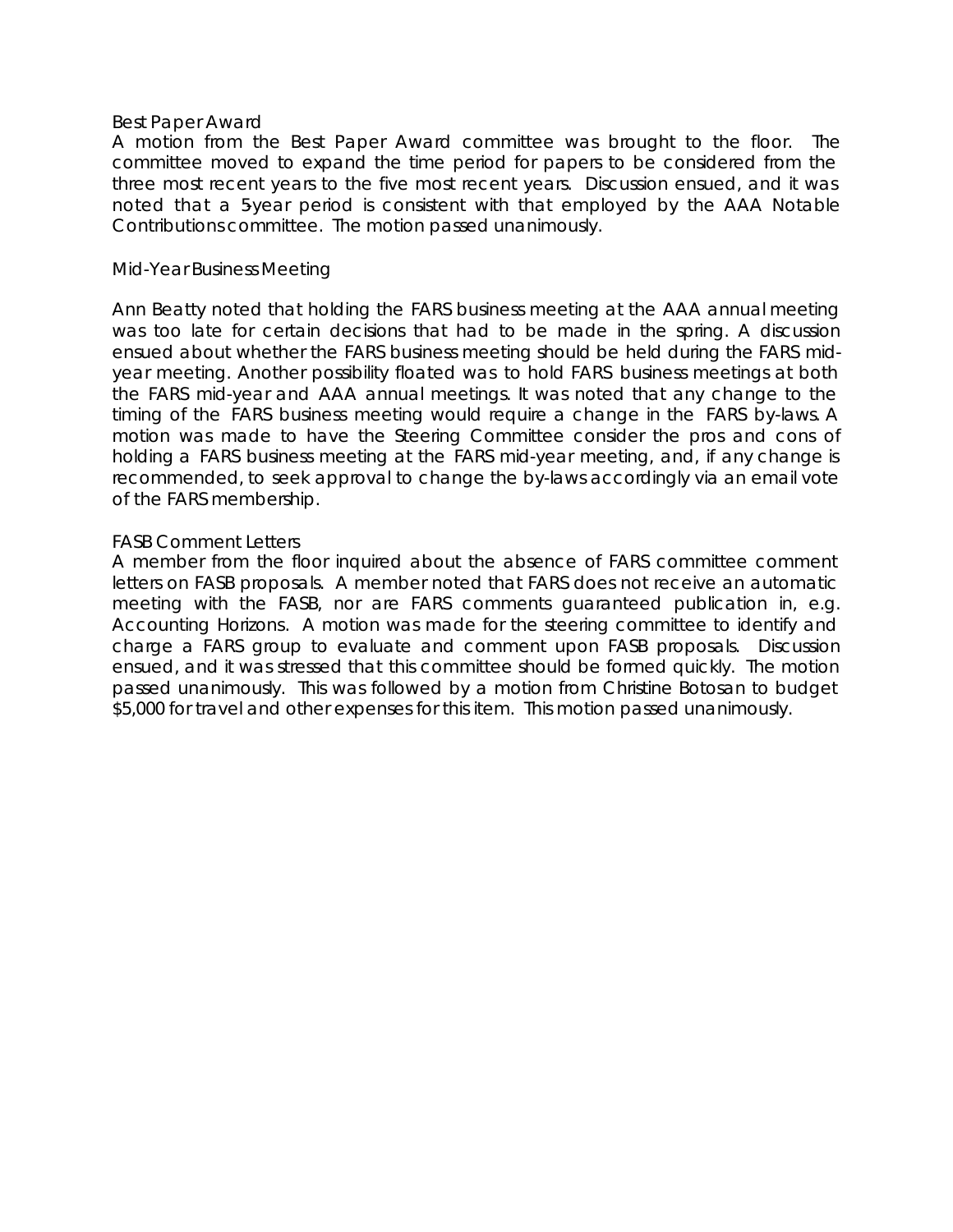### Best Paper Award

A motion from the Best Paper Award committee was brought to the floor. The committee moved to expand the time period for papers to be considered from the three most recent years to the five most recent years. Discussion ensued, and it was noted that a 5-year period is consistent with that employed by the AAA Notable Contributions committee. The motion passed unanimously.

### Mid-Year Business Meeting

Ann Beatty noted that holding the FARS business meeting at the AAA annual meeting was too late for certain decisions that had to be made in the spring. A discussion ensued about whether the FARS business meeting should be held during the FARS mid-year meeting. Another possibility floated was to hold FARS business meetings at both the FARS mid-year and AAA annual meetings. It was noted that any change to the timing of the FARS business meeting would require a change in the FARS by-laws. A motion was made to have the Steering Committee consider the pros and cons of holding a FARS business meeting at the FARS mid-year meeting, and, if any change is recommended, to seek approval to change the by-laws accordingly via an email vote of the FARS membership.

### FASB Comment Letters

A member from the floor inquired about the absence of FARS committee comment letters on FASB proposals. A member noted that FARS does not receive an automatic meeting with the FASB, nor are FARS comments guaranteed publication in, e.g. Accounting Horizons. A motion was made for the steering committee to identify and charge a FARS group to evaluate and comment upon FASB proposals. Discussion ensued, and it was stressed that this committee should be formed quickly. The motion passed unanimously. This was followed by a motion from Christine Botosan to budget $5,000 for travel and other expenses for this item. This motion passed unanimously.